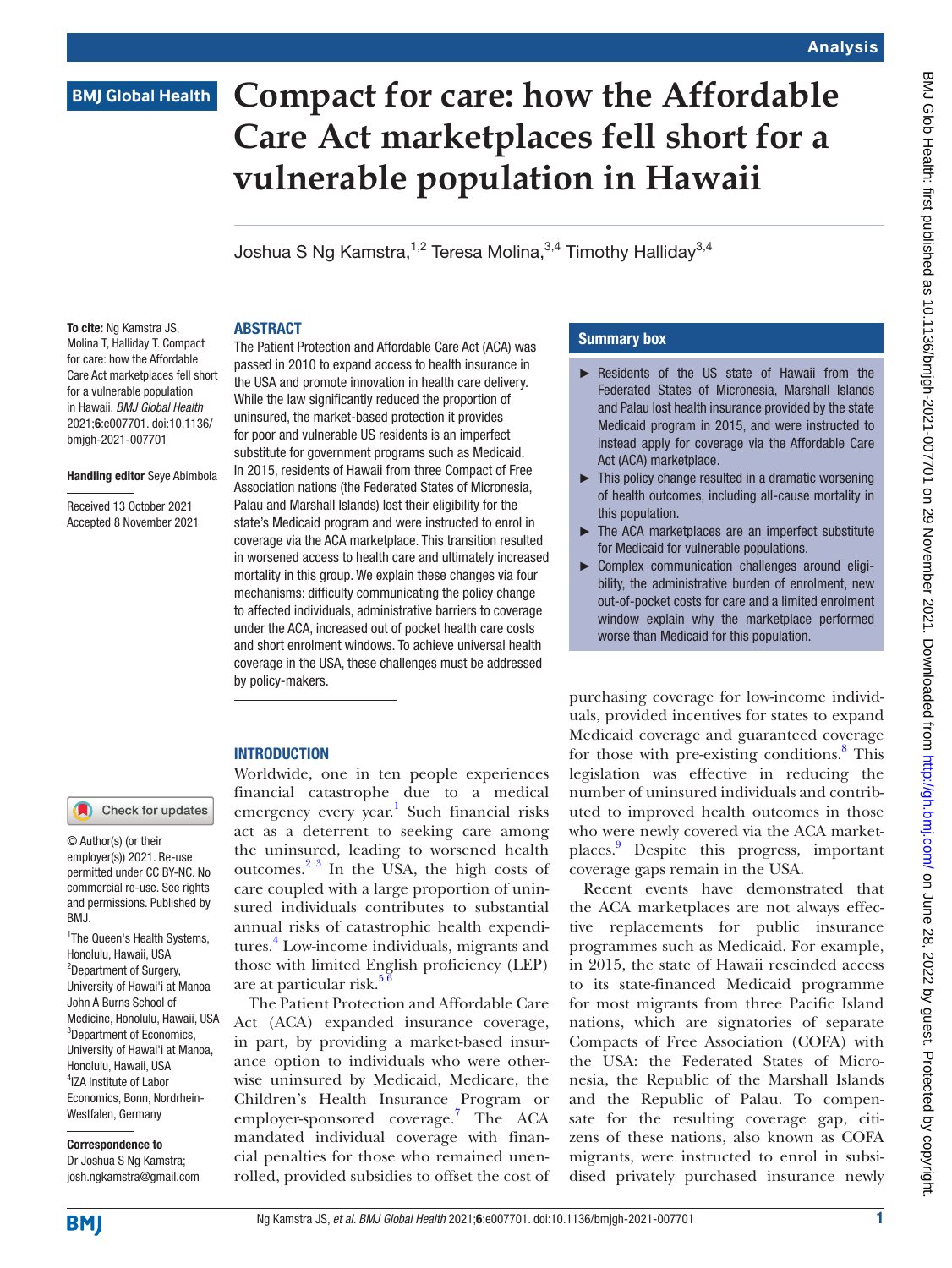# Compact for care: how the Affordable Care Act marketplaces fell short for a vulnerable population in Hawaii

Joshua S Ng Kamstra,[1,2] Teresa Molina,[3,4] Timothy Halliday[3,4]

**To cite:** Ng Kamstra JS, Molina T, Halliday T. Compact for care: how the Affordable Care Act marketplaces fell short for a vulnerable population in Hawaii. *BMJ Global Health* 2021;**6**:e007701. doi:10.1136/bmjgh-2021-007701

**Handling editor** Seye Abimbola

Received 13 October 2021
Accepted 8 November 2021

© Author(s) (or their employer(s)) 2021. Re-use permitted under CC BY-NC. No commercial re-use. See rights and permissions. Published by BMJ.

[1]The Queen's Health Systems, Honolulu, Hawaii, USA
[2]Department of Surgery, University of Hawai'i at Manoa John A Burns School of Medicine, Honolulu, Hawaii, USA
[3]Department of Economics, University of Hawai'i at Manoa, Honolulu, Hawaii, USA
[4]IZA Institute of Labor Economics, Bonn, Nordrhein-Westfalen, Germany

**Correspondence to**
Dr Joshua S Ng Kamstra; josh.ngkamstra@gmail.com

## ABSTRACT

The Patient Protection and Affordable Care Act (ACA) was passed in 2010 to expand access to health insurance in the USA and promote innovation in health care delivery. While the law significantly reduced the proportion of uninsured, the market-based protection it provides for poor and vulnerable US residents is an imperfect substitute for government programs such as Medicaid. In 2015, residents of Hawaii from three Compact of Free Association nations (the Federated States of Micronesia, Palau and Marshall Islands) lost their eligibility for the state's Medicaid program and were instructed to enrol in coverage via the ACA marketplace. This transition resulted in worsened access to health care and ultimately increased mortality in this group. We explain these changes via four mechanisms: difficulty communicating the policy change to affected individuals, administrative barriers to coverage under the ACA, increased out of pocket health care costs and short enrolment windows. To achieve universal health coverage in the USA, these challenges must be addressed by policy-makers.

### Summary box

- Residents of the US state of Hawaii from the Federated States of Micronesia, Marshall Islands and Palau lost health insurance provided by the state Medicaid program in 2015, and were instructed to instead apply for coverage via the Affordable Care Act (ACA) marketplace.
- This policy change resulted in a dramatic worsening of health outcomes, including all-cause mortality in this population.
- The ACA marketplaces are an imperfect substitute for Medicaid for vulnerable populations.
- Complex communication challenges around eligibility, the administrative burden of enrolment, new out-of-pocket costs for care and a limited enrolment window explain why the marketplace performed worse than Medicaid for this population.

## INTRODUCTION

Worldwide, one in ten people experiences financial catastrophe due to a medical emergency every year.[1] Such financial risks act as a deterrent to seeking care among the uninsured, leading to worsened health outcomes.[2 3] In the USA, the high costs of care coupled with a large proportion of uninsured individuals contributes to substantial annual risks of catastrophic health expenditures.[4] Low-income individuals, migrants and those with limited English proficiency (LEP) are at particular risk.[5 6]

The Patient Protection and Affordable Care Act (ACA) expanded insurance coverage, in part, by providing a market-based insurance option to individuals who were otherwise uninsured by Medicaid, Medicare, the Children's Health Insurance Program or employer-sponsored coverage.[7] The ACA mandated individual coverage with financial penalties for those who remained unenrolled, provided subsidies to offset the cost of purchasing coverage for low-income individuals, provided incentives for states to expand Medicaid coverage and guaranteed coverage for those with pre-existing conditions.[8] This legislation was effective in reducing the number of uninsured individuals and contributed to improved health outcomes in those who were newly covered via the ACA marketplaces.[9] Despite this progress, important coverage gaps remain in the USA.

Recent events have demonstrated that the ACA marketplaces are not always effective replacements for public insurance programmes such as Medicaid. For example, in 2015, the state of Hawaii rescinded access to its state-financed Medicaid programme for most migrants from three Pacific Island nations, which are signatories of separate Compacts of Free Association (COFA) with the USA: the Federated States of Micronesia, the Republic of the Marshall Islands and the Republic of Palau. To compensate for the resulting coverage gap, citizens of these nations, also known as COFA migrants, were instructed to enrol in subsidised privately purchased insurance newly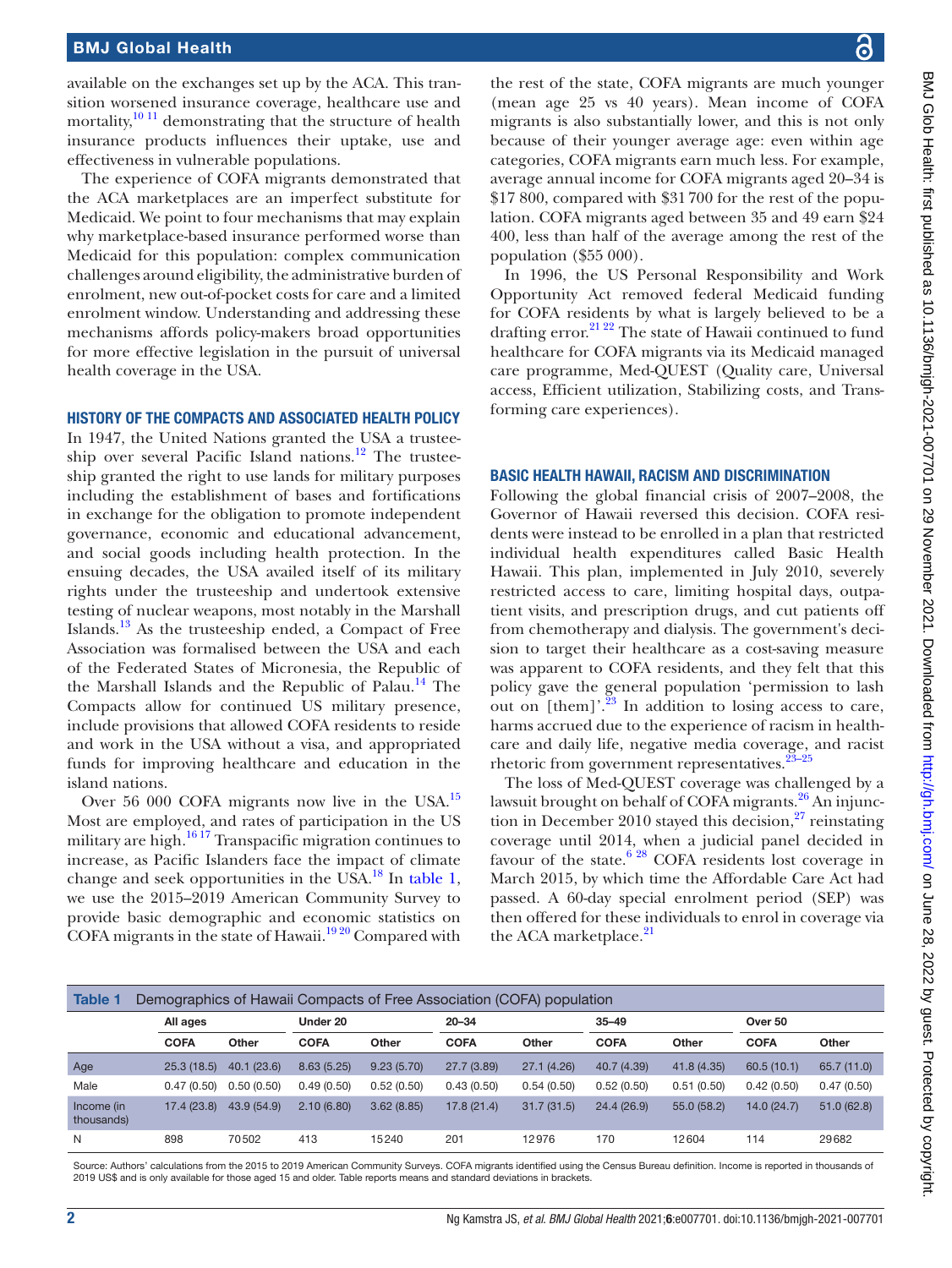available on the exchanges set up by the ACA. This transition worsened insurance coverage, healthcare use and mortality,[10 11] demonstrating that the structure of health insurance products influences their uptake, use and effectiveness in vulnerable populations.

The experience of COFA migrants demonstrated that the ACA marketplaces are an imperfect substitute for Medicaid. We point to four mechanisms that may explain why marketplace-based insurance performed worse than Medicaid for this population: complex communication challenges around eligibility, the administrative burden of enrolment, new out-of-pocket costs for care and a limited enrolment window. Understanding and addressing these mechanisms affords policy-makers broad opportunities for more effective legislation in the pursuit of universal health coverage in the USA.

## HISTORY OF THE COMPACTS AND ASSOCIATED HEALTH POLICY

In 1947, the United Nations granted the USA a trusteeship over several Pacific Island nations.[12] The trusteeship granted the right to use lands for military purposes including the establishment of bases and fortifications in exchange for the obligation to promote independent governance, economic and educational advancement, and social goods including health protection. In the ensuing decades, the USA availed itself of its military rights under the trusteeship and undertook extensive testing of nuclear weapons, most notably in the Marshall Islands.[13] As the trusteeship ended, a Compact of Free Association was formalised between the USA and each of the Federated States of Micronesia, the Republic of the Marshall Islands and the Republic of Palau.[14] The Compacts allow for continued US military presence, include provisions that allowed COFA residents to reside and work in the USA without a visa, and appropriated funds for improving healthcare and education in the island nations.

Over 56 000 COFA migrants now live in the USA.[15] Most are employed, and rates of participation in the US military are high.[16 17] Transpacific migration continues to increase, as Pacific Islanders face the impact of climate change and seek opportunities in the USA.[18] In table 1, we use the 2015–2019 American Community Survey to provide basic demographic and economic statistics on COFA migrants in the state of Hawaii.[19 20] Compared with the rest of the state, COFA migrants are much younger (mean age 25 vs 40 years). Mean income of COFA migrants is also substantially lower, and this is not only because of their younger average age: even within age categories, COFA migrants earn much less. For example, average annual income for COFA migrants aged 20–34 is \$17 800, compared with \$31 700 for the rest of the population. COFA migrants aged between 35 and 49 earn \$24 400, less than half of the average among the rest of the population (\$55 000).

In 1996, the US Personal Responsibility and Work Opportunity Act removed federal Medicaid funding for COFA residents by what is largely believed to be a drafting error.[21 22] The state of Hawaii continued to fund healthcare for COFA migrants via its Medicaid managed care programme, Med-QUEST (Quality care, Universal access, Efficient utilization, Stabilizing costs, and Transforming care experiences).

## BASIC HEALTH HAWAII, RACISM AND DISCRIMINATION

Following the global financial crisis of 2007–2008, the Governor of Hawaii reversed this decision. COFA residents were instead to be enrolled in a plan that restricted individual health expenditures called Basic Health Hawaii. This plan, implemented in July 2010, severely restricted access to care, limiting hospital days, outpatient visits, and prescription drugs, and cut patients off from chemotherapy and dialysis. The government's decision to target their healthcare as a cost-saving measure was apparent to COFA residents, and they felt that this policy gave the general population 'permission to lash out on [them]'.[23] In addition to losing access to care, harms accrued due to the experience of racism in healthcare and daily life, negative media coverage, and racist rhetoric from government representatives.[23–25]

The loss of Med-QUEST coverage was challenged by a lawsuit brought on behalf of COFA migrants.[26] An injunction in December 2010 stayed this decision,[27] reinstating coverage until 2014, when a judicial panel decided in favour of the state.[6 28] COFA residents lost coverage in March 2015, by which time the Affordable Care Act had passed. A 60-day special enrolment period (SEP) was then offered for these individuals to enrol in coverage via the ACA marketplace.[21]

**Table 1** Demographics of Hawaii Compacts of Free Association (COFA) population

| | All ages | | Under 20 | | 20–34 | | 35–49 | | Over 50 | |
|---|---|---|---|---|---|---|---|---|---|---|
| | COFA | Other | COFA | Other | COFA | Other | COFA | Other | COFA | Other |
| Age | 25.3 (18.5) | 40.1 (23.6) | 8.63 (5.25) | 9.23 (5.70) | 27.7 (3.89) | 27.1 (4.26) | 40.7 (4.39) | 41.8 (4.35) | 60.5 (10.1) | 65.7 (11.0) |
| Male | 0.47 (0.50) | 0.50 (0.50) | 0.49 (0.50) | 0.52 (0.50) | 0.43 (0.50) | 0.54 (0.50) | 0.52 (0.50) | 0.51 (0.50) | 0.42 (0.50) | 0.47 (0.50) |
| Income (in thousands) | 17.4 (23.8) | 43.9 (54.9) | 2.10 (6.80) | 3.62 (8.85) | 17.8 (21.4) | 31.7 (31.5) | 24.4 (26.9) | 55.0 (58.2) | 14.0 (24.7) | 51.0 (62.8) |
| N | 898 | 70502 | 413 | 15240 | 201 | 12976 | 170 | 12604 | 114 | 29682 |

Source: Authors' calculations from the 2015 to 2019 American Community Surveys. COFA migrants identified using the Census Bureau definition. Income is reported in thousands of 2019 US\$ and is only available for those aged 15 and older. Table reports means and standard deviations in brackets.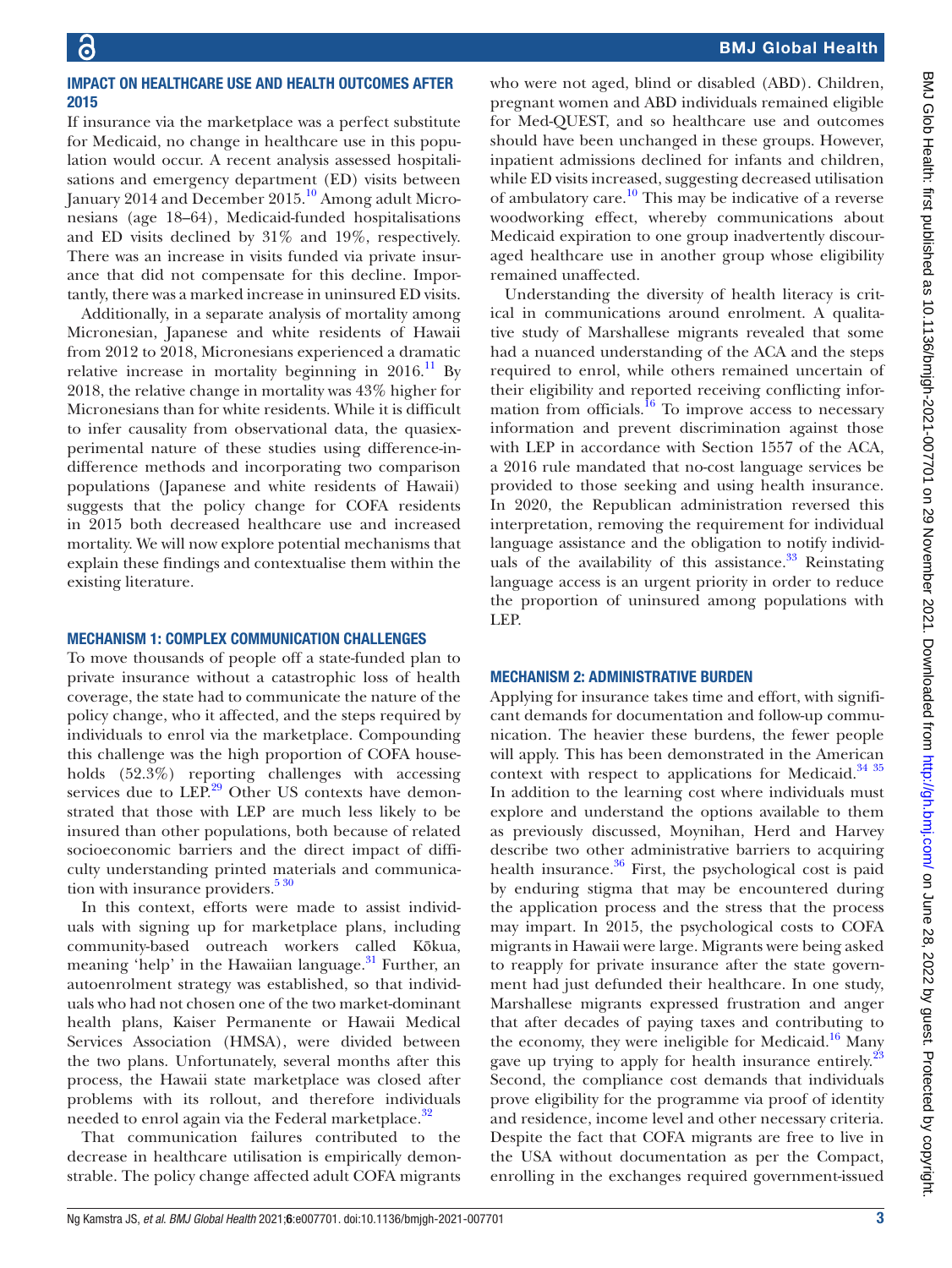## IMPACT ON HEALTHCARE USE AND HEALTH OUTCOMES AFTER 2015

If insurance via the marketplace was a perfect substitute for Medicaid, no change in healthcare use in this population would occur. A recent analysis assessed hospitalisations and emergency department (ED) visits between January 2014 and December 2015.[10] Among adult Micronesians (age 18–64), Medicaid-funded hospitalisations and ED visits declined by 31% and 19%, respectively. There was an increase in visits funded via private insurance that did not compensate for this decline. Importantly, there was a marked increase in uninsured ED visits.

Additionally, in a separate analysis of mortality among Micronesian, Japanese and white residents of Hawaii from 2012 to 2018, Micronesians experienced a dramatic relative increase in mortality beginning in 2016.[11] By 2018, the relative change in mortality was 43% higher for Micronesians than for white residents. While it is difficult to infer causality from observational data, the quasiexperimental nature of these studies using difference-in-difference methods and incorporating two comparison populations (Japanese and white residents of Hawaii) suggests that the policy change for COFA residents in 2015 both decreased healthcare use and increased mortality. We will now explore potential mechanisms that explain these findings and contextualise them within the existing literature.

## MECHANISM 1: COMPLEX COMMUNICATION CHALLENGES

To move thousands of people off a state-funded plan to private insurance without a catastrophic loss of health coverage, the state had to communicate the nature of the policy change, who it affected, and the steps required by individuals to enrol via the marketplace. Compounding this challenge was the high proportion of COFA households (52.3%) reporting challenges with accessing services due to LEP.[29] Other US contexts have demonstrated that those with LEP are much less likely to be insured than other populations, both because of related socioeconomic barriers and the direct impact of difficulty understanding printed materials and communication with insurance providers.[5,30]

In this context, efforts were made to assist individuals with signing up for marketplace plans, including community-based outreach workers called Kōkua, meaning 'help' in the Hawaiian language.[31] Further, an autoenrolment strategy was established, so that individuals who had not chosen one of the two market-dominant health plans, Kaiser Permanente or Hawaii Medical Services Association (HMSA), were divided between the two plans. Unfortunately, several months after this process, the Hawaii state marketplace was closed after problems with its rollout, and therefore individuals needed to enrol again via the Federal marketplace.[32]

That communication failures contributed to the decrease in healthcare utilisation is empirically demonstrable. The policy change affected adult COFA migrants who were not aged, blind or disabled (ABD). Children, pregnant women and ABD individuals remained eligible for Med-QUEST, and so healthcare use and outcomes should have been unchanged in these groups. However, inpatient admissions declined for infants and children, while ED visits increased, suggesting decreased utilisation of ambulatory care.[10] This may be indicative of a reverse woodworking effect, whereby communications about Medicaid expiration to one group inadvertently discouraged healthcare use in another group whose eligibility remained unaffected.

Understanding the diversity of health literacy is critical in communications around enrolment. A qualitative study of Marshallese migrants revealed that some had a nuanced understanding of the ACA and the steps required to enrol, while others remained uncertain of their eligibility and reported receiving conflicting information from officials.[16] To improve access to necessary information and prevent discrimination against those with LEP in accordance with Section 1557 of the ACA, a 2016 rule mandated that no-cost language services be provided to those seeking and using health insurance. In 2020, the Republican administration reversed this interpretation, removing the requirement for individual language assistance and the obligation to notify individuals of the availability of this assistance.[33] Reinstating language access is an urgent priority in order to reduce the proportion of uninsured among populations with LEP.

## MECHANISM 2: ADMINISTRATIVE BURDEN

Applying for insurance takes time and effort, with significant demands for documentation and follow-up communication. The heavier these burdens, the fewer people will apply. This has been demonstrated in the American context with respect to applications for Medicaid.[34,35] In addition to the learning cost where individuals must explore and understand the options available to them as previously discussed, Moynihan, Herd and Harvey describe two other administrative barriers to acquiring health insurance.[36] First, the psychological cost is paid by enduring stigma that may be encountered during the application process and the stress that the process may impart. In 2015, the psychological costs to COFA migrants in Hawaii were large. Migrants were being asked to reapply for private insurance after the state government had just defunded their healthcare. In one study, Marshallese migrants expressed frustration and anger that after decades of paying taxes and contributing to the economy, they were ineligible for Medicaid.[16] Many gave up trying to apply for health insurance entirely.[23] Second, the compliance cost demands that individuals prove eligibility for the programme via proof of identity and residence, income level and other necessary criteria. Despite the fact that COFA migrants are free to live in the USA without documentation as per the Compact, enrolling in the exchanges required government-issued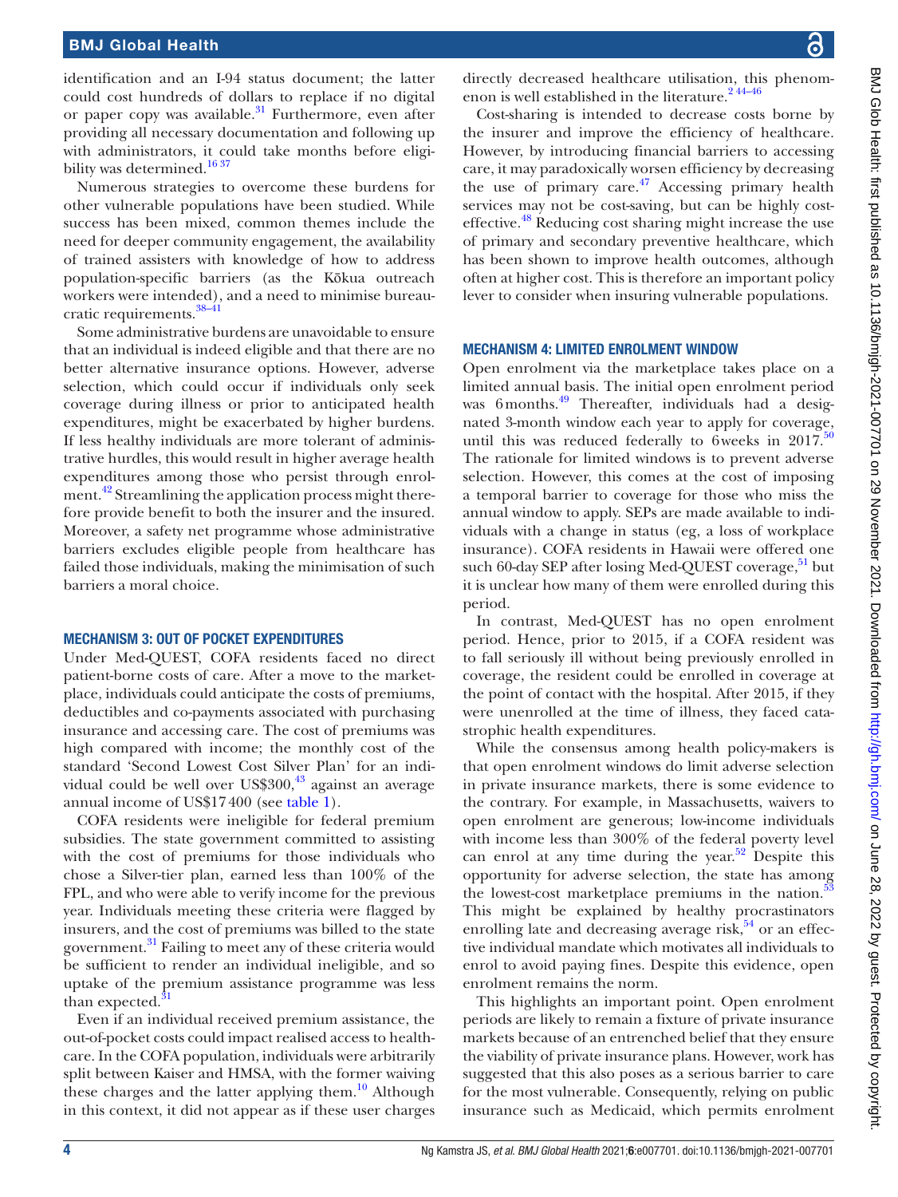identification and an I-94 status document; the latter could cost hundreds of dollars to replace if no digital or paper copy was available.[31] Furthermore, even after providing all necessary documentation and following up with administrators, it could take months before eligibility was determined.[16 37]

Numerous strategies to overcome these burdens for other vulnerable populations have been studied. While success has been mixed, common themes include the need for deeper community engagement, the availability of trained assisters with knowledge of how to address population-specific barriers (as the Kōkua outreach workers were intended), and a need to minimise bureaucratic requirements.[38–41]

Some administrative burdens are unavoidable to ensure that an individual is indeed eligible and that there are no better alternative insurance options. However, adverse selection, which could occur if individuals only seek coverage during illness or prior to anticipated health expenditures, might be exacerbated by higher burdens. If less healthy individuals are more tolerant of administrative hurdles, this would result in higher average health expenditures among those who persist through enrolment.[42] Streamlining the application process might therefore provide benefit to both the insurer and the insured. Moreover, a safety net programme whose administrative barriers excludes eligible people from healthcare has failed those individuals, making the minimisation of such barriers a moral choice.

## MECHANISM 3: OUT OF POCKET EXPENDITURES

Under Med-QUEST, COFA residents faced no direct patient-borne costs of care. After a move to the marketplace, individuals could anticipate the costs of premiums, deductibles and co-payments associated with purchasing insurance and accessing care. The cost of premiums was high compared with income; the monthly cost of the standard 'Second Lowest Cost Silver Plan' for an individual could be well over US$300,[43] against an average annual income of US$17 400 (see table 1).

COFA residents were ineligible for federal premium subsidies. The state government committed to assisting with the cost of premiums for those individuals who chose a Silver-tier plan, earned less than 100% of the FPL, and who were able to verify income for the previous year. Individuals meeting these criteria were flagged by insurers, and the cost of premiums was billed to the state government.[31] Failing to meet any of these criteria would be sufficient to render an individual ineligible, and so uptake of the premium assistance programme was less than expected.[31]

Even if an individual received premium assistance, the out-of-pocket costs could impact realised access to healthcare. In the COFA population, individuals were arbitrarily split between Kaiser and HMSA, with the former waiving these charges and the latter applying them.[10] Although in this context, it did not appear as if these user charges directly decreased healthcare utilisation, this phenomenon is well established in the literature.[2 44–46]

Cost-sharing is intended to decrease costs borne by the insurer and improve the efficiency of healthcare. However, by introducing financial barriers to accessing care, it may paradoxically worsen efficiency by decreasing the use of primary care.[47] Accessing primary health services may not be cost-saving, but can be highly cost-effective.[48] Reducing cost sharing might increase the use of primary and secondary preventive healthcare, which has been shown to improve health outcomes, although often at higher cost. This is therefore an important policy lever to consider when insuring vulnerable populations.

## MECHANISM 4: LIMITED ENROLMENT WINDOW

Open enrolment via the marketplace takes place on a limited annual basis. The initial open enrolment period was 6 months.[49] Thereafter, individuals had a designated 3-month window each year to apply for coverage, until this was reduced federally to 6 weeks in 2017.[50] The rationale for limited windows is to prevent adverse selection. However, this comes at the cost of imposing a temporal barrier to coverage for those who miss the annual window to apply. SEPs are made available to individuals with a change in status (eg, a loss of workplace insurance). COFA residents in Hawaii were offered one such 60-day SEP after losing Med-QUEST coverage,[51] but it is unclear how many of them were enrolled during this period.

In contrast, Med-QUEST has no open enrolment period. Hence, prior to 2015, if a COFA resident was to fall seriously ill without being previously enrolled in coverage, the resident could be enrolled in coverage at the point of contact with the hospital. After 2015, if they were unenrolled at the time of illness, they faced catastrophic health expenditures.

While the consensus among health policy-makers is that open enrolment windows do limit adverse selection in private insurance markets, there is some evidence to the contrary. For example, in Massachusetts, waivers to open enrolment are generous; low-income individuals with income less than 300% of the federal poverty level can enrol at any time during the year.[52] Despite this opportunity for adverse selection, the state has among the lowest-cost marketplace premiums in the nation.[53] This might be explained by healthy procrastinators enrolling late and decreasing average risk,[54] or an effective individual mandate which motivates all individuals to enrol to avoid paying fines. Despite this evidence, open enrolment remains the norm.

This highlights an important point. Open enrolment periods are likely to remain a fixture of private insurance markets because of an entrenched belief that they ensure the viability of private insurance plans. However, work has suggested that this also poses as a serious barrier to care for the most vulnerable. Consequently, relying on public insurance such as Medicaid, which permits enrolment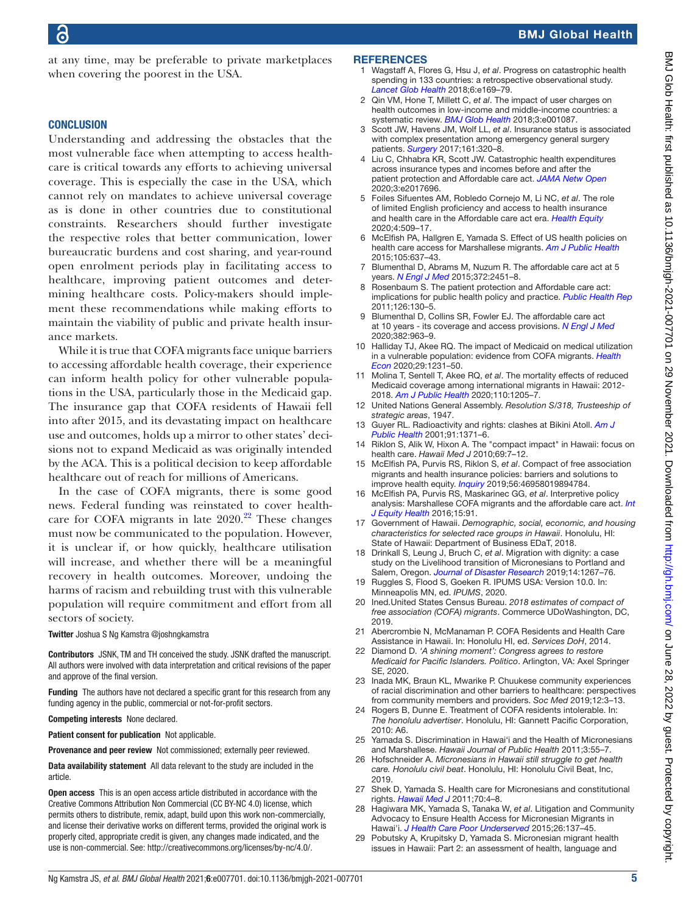at any time, may be preferable to private marketplaces when covering the poorest in the USA.

## CONCLUSION

Understanding and addressing the obstacles that the most vulnerable face when attempting to access healthcare is critical towards any efforts to achieving universal coverage. This is especially the case in the USA, which cannot rely on mandates to achieve universal coverage as is done in other countries due to constitutional constraints. Researchers should further investigate the respective roles that better communication, lower bureaucratic burdens and cost sharing, and year-round open enrolment periods play in facilitating access to healthcare, improving patient outcomes and determining healthcare costs. Policy-makers should implement these recommendations while making efforts to maintain the viability of public and private health insurance markets.

While it is true that COFA migrants face unique barriers to accessing affordable health coverage, their experience can inform health policy for other vulnerable populations in the USA, particularly those in the Medicaid gap. The insurance gap that COFA residents of Hawaii fell into after 2015, and its devastating impact on healthcare use and outcomes, holds up a mirror to other states' decisions not to expand Medicaid as was originally intended by the ACA. This is a political decision to keep affordable healthcare out of reach for millions of Americans.

In the case of COFA migrants, there is some good news. Federal funding was reinstated to cover healthcare for COFA migrants in late 2020.[22] These changes must now be communicated to the population. However, it is unclear if, or how quickly, healthcare utilisation will increase, and whether there will be a meaningful recovery in health outcomes. Moreover, undoing the harms of racism and rebuilding trust with this vulnerable population will require commitment and effort from all sectors of society.

**Twitter** Joshua S Ng Kamstra @joshngkamstra

**Contributors** JSNK, TM and TH conceived the study. JSNK drafted the manuscript. All authors were involved with data interpretation and critical revisions of the paper and approve of the final version.

**Funding** The authors have not declared a specific grant for this research from any funding agency in the public, commercial or not-for-profit sectors.

**Competing interests** None declared.

**Patient consent for publication** Not applicable.

**Provenance and peer review** Not commissioned; externally peer reviewed.

**Data availability statement** All data relevant to the study are included in the article.

**Open access** This is an open access article distributed in accordance with the Creative Commons Attribution Non Commercial (CC BY-NC 4.0) license, which permits others to distribute, remix, adapt, build upon this work non-commercially, and license their derivative works on different terms, provided the original work is properly cited, appropriate credit is given, any changes made indicated, and the use is non-commercial. See: http://creativecommons.org/licenses/by-nc/4.0/.

## REFERENCES

1. Wagstaff A, Flores G, Hsu J, *et al*. Progress on catastrophic health spending in 133 countries: a retrospective observational study. *Lancet Glob Health* 2018;6:e169–79.
2. Qin VM, Hone T, Millett C, *et al*. The impact of user charges on health outcomes in low-income and middle-income countries: a systematic review. *BMJ Glob Health* 2018;3:e001087.
3. Scott JW, Havens JM, Wolf LL, *et al*. Insurance status is associated with complex presentation among emergency general surgery patients. *Surgery* 2017;161:320–8.
4. Liu C, Chhabra KR, Scott JW. Catastrophic health expenditures across insurance types and incomes before and after the patient protection and Affordable care act. *JAMA Netw Open* 2020;3:e2017696.
5. Foiles Sifuentes AM, Robledo Cornejo M, Li NC, *et al*. The role of limited English proficiency and access to health insurance and health care in the Affordable care act era. *Health Equity* 2020;4:509–17.
6. McElfish PA, Hallgren E, Yamada S. Effect of US health policies on health care access for Marshallese migrants. *Am J Public Health* 2015;105:637–43.
7. Blumenthal D, Abrams M, Nuzum R. The affordable care act at 5 years. *N Engl J Med* 2015;372:2451–8.
8. Rosenbaum S. The patient protection and Affordable care act: implications for public health policy and practice. *Public Health Rep* 2011;126:130–5.
9. Blumenthal D, Collins SR, Fowler EJ. The affordable care act at 10 years - its coverage and access provisions. *N Engl J Med* 2020;382:963–9.
10. Halliday TJ, Akee RQ. The impact of Medicaid on medical utilization in a vulnerable population: evidence from COFA migrants. *Health Econ* 2020;29:1231–50.
11. Molina T, Sentell T, Akee RQ, *et al*. The mortality effects of reduced Medicaid coverage among international migrants in Hawaii: 2012-2018. *Am J Public Health* 2020;110:1205–7.
12. United Nations General Assembly. *Resolution S/318, Trusteeship of strategic areas*, 1947.
13. Guyer RL. Radioactivity and rights: clashes at Bikini Atoll. *Am J Public Health* 2001;91:1371–6.
14. Riklon S, Alik W, Hixon A. The "compact impact" in Hawaii: focus on health care. *Hawaii Med J* 2010;69:7–12.
15. McElfish PA, Purvis RS, Riklon S, *et al*. Compact of free association migrants and health insurance policies: barriers and solutions to improve health equity. *Inquiry* 2019;56:46958019894784.
16. McElfish PA, Purvis RS, Maskarinec GG, *et al*. Interpretive policy analysis: Marshallese COFA migrants and the affordable care act. *Int J Equity Health* 2016;15:91.
17. Government of Hawaii. *Demographic, social, economic, and housing characteristics for selected race groups in Hawaii*. Honolulu, HI: State of Hawaii: Department of Business EDaT, 2018.
18. Drinkall S, Leung J, Bruch C, *et al*. Migration with dignity: a case study on the Livelihood transition of Micronesians to Portland and Salem, Oregon. *Journal of Disaster Research* 2019;14:1267–76.
19. Ruggles S, Flood S, Goeken R. IPUMS USA: Version 10.0. In: Minneapolis MN, ed. *IPUMS*, 2020.
20. Ined.United States Census Bureau. *2018 estimates of compact of free association (COFA) migrants*. Commerce UDoWashington, DC, 2019.
21. Abercrombie N, McManaman P. COFA Residents and Health Care Assistance in Hawaii. In: Honolulu HI, ed. *Services DoH*, 2014.
22. Diamond D. *'A shining moment': Congress agrees to restore Medicaid for Pacific Islanders. Politico*. Arlington, VA: Axel Springer SE, 2020.
23. Inada MK, Braun KL, Mwarike P. Chuukese community experiences of racial discrimination and other barriers to healthcare: perspectives from community members and providers. *Soc Med* 2019;12:3–13.
24. Rogers B, Dunne E. Treatment of COFA residents intolerable. In: *The honolulu advertiser*. Honolulu, HI: Gannett Pacific Corporation, 2010: A6.
25. Yamada S. Discrimination in Hawai'i and the Health of Micronesians and Marshallese. *Hawaii Journal of Public Health* 2011;3:55–7.
26. Hofschneider A. *Micronesians in Hawaii still struggle to get health care. Honolulu civil beat*. Honolulu, HI: Honolulu Civil Beat, Inc, 2019.
27. Shek D, Yamada S. Health care for Micronesians and constitutional rights. *Hawaii Med J* 2011;70:4–8.
28. Hagiwara MK, Yamada S, Tanaka W, *et al*. Litigation and Community Advocacy to Ensure Health Access for Micronesian Migrants in Hawai'i. *J Health Care Poor Underserved* 2015;26:137–45.
29. Pobutsky A, Krupitsky D, Yamada S. Micronesian migrant health issues in Hawaii: Part 2: an assessment of health, language and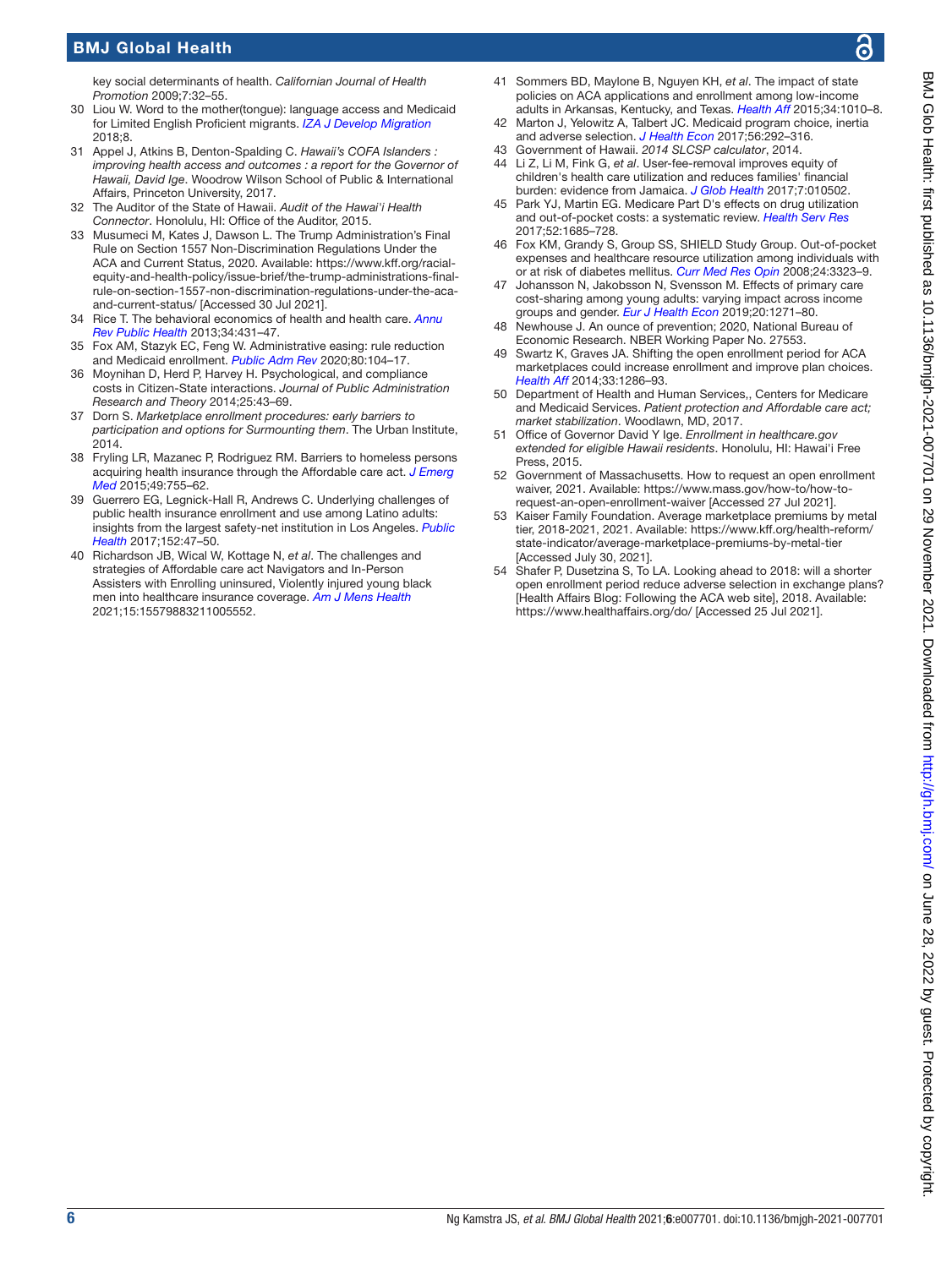key social determinants of health. *Californian Journal of Health Promotion* 2009;7:32–55.

30 Liou W. Word to the mother(tongue): language access and Medicaid for Limited English Proficient migrants. *IZA J Develop Migration* 2018;8.

31 Appel J, Atkins B, Denton-Spalding C. *Hawaii's COFA Islanders : improving health access and outcomes : a report for the Governor of Hawaii, David Ige*. Woodrow Wilson School of Public & International Affairs, Princeton University, 2017.

32 The Auditor of the State of Hawaii. *Audit of the Hawai'i Health Connector*. Honolulu, HI: Office of the Auditor, 2015.

33 Musumeci M, Kates J, Dawson L. The Trump Administration's Final Rule on Section 1557 Non-Discrimination Regulations Under the ACA and Current Status, 2020. Available: https://www.kff.org/racial-equity-and-health-policy/issue-brief/the-trump-administrations-final-rule-on-section-1557-non-discrimination-regulations-under-the-aca-and-current-status/ [Accessed 30 Jul 2021].

34 Rice T. The behavioral economics of health and health care. *Annu Rev Public Health* 2013;34:431–47.

35 Fox AM, Stazyk EC, Feng W. Administrative easing: rule reduction and Medicaid enrollment. *Public Adm Rev* 2020;80:104–17.

36 Moynihan D, Herd P, Harvey H. Psychological, and compliance costs in Citizen-State interactions. *Journal of Public Administration Research and Theory* 2014;25:43–69.

37 Dorn S. *Marketplace enrollment procedures: early barriers to participation and options for Surmounting them*. The Urban Institute, 2014.

38 Fryling LR, Mazanec P, Rodriguez RM. Barriers to homeless persons acquiring health insurance through the Affordable care act. *J Emerg Med* 2015;49:755–62.

39 Guerrero EG, Legnick-Hall R, Andrews C. Underlying challenges of public health insurance enrollment and use among Latino adults: insights from the largest safety-net institution in Los Angeles. *Public Health* 2017;152:47–50.

40 Richardson JB, Wical W, Kottage N, *et al*. The challenges and strategies of Affordable care act Navigators and In-Person Assisters with Enrolling uninsured, Violently injured young black men into healthcare insurance coverage. *Am J Mens Health* 2021;15:15579883211005552.

41 Sommers BD, Maylone B, Nguyen KH, *et al*. The impact of state policies on ACA applications and enrollment among low-income adults in Arkansas, Kentucky, and Texas. *Health Aff* 2015;34:1010–8.

42 Marton J, Yelowitz A, Talbert JC. Medicaid program choice, inertia and adverse selection. *J Health Econ* 2017;56:292–316.

43 Government of Hawaii. *2014 SLCSP calculator*, 2014.

44 Li Z, Li M, Fink G, *et al*. User-fee-removal improves equity of children's health care utilization and reduces families' financial burden: evidence from Jamaica. *J Glob Health* 2017;7:010502.

45 Park YJ, Martin EG. Medicare Part D's effects on drug utilization and out-of-pocket costs: a systematic review. *Health Serv Res* 2017;52:1685–728.

46 Fox KM, Grandy S, Group SS, SHIELD Study Group. Out-of-pocket expenses and healthcare resource utilization among individuals with or at risk of diabetes mellitus. *Curr Med Res Opin* 2008;24:3323–9.

47 Johansson N, Jakobsson N, Svensson M. Effects of primary care cost-sharing among young adults: varying impact across income groups and gender. *Eur J Health Econ* 2019;20:1271–80.

48 Newhouse J. An ounce of prevention; 2020, National Bureau of Economic Research. NBER Working Paper No. 27553.

49 Swartz K, Graves JA. Shifting the open enrollment period for ACA marketplaces could increase enrollment and improve plan choices. *Health Aff* 2014;33:1286–93.

50 Department of Health and Human Services,, Centers for Medicare and Medicaid Services. *Patient protection and Affordable care act; market stabilization*. Woodlawn, MD, 2017.

51 Office of Governor David Y Ige. *Enrollment in healthcare.gov extended for eligible Hawaii residents*. Honolulu, HI: Hawai'i Free Press, 2015.

52 Government of Massachusetts. How to request an open enrollment waiver, 2021. Available: https://www.mass.gov/how-to/how-to-request-an-open-enrollment-waiver [Accessed 27 Jul 2021].

53 Kaiser Family Foundation. Average marketplace premiums by metal tier, 2018-2021, 2021. Available: https://www.kff.org/health-reform/state-indicator/average-marketplace-premiums-by-metal-tier [Accessed July 30, 2021].

54 Shafer P, Dusetzina S, To LA. Looking ahead to 2018: will a shorter open enrollment period reduce adverse selection in exchange plans? [Health Affairs Blog: Following the ACA web site], 2018. Available: https://www.healthaffairs.org/do/ [Accessed 25 Jul 2021].